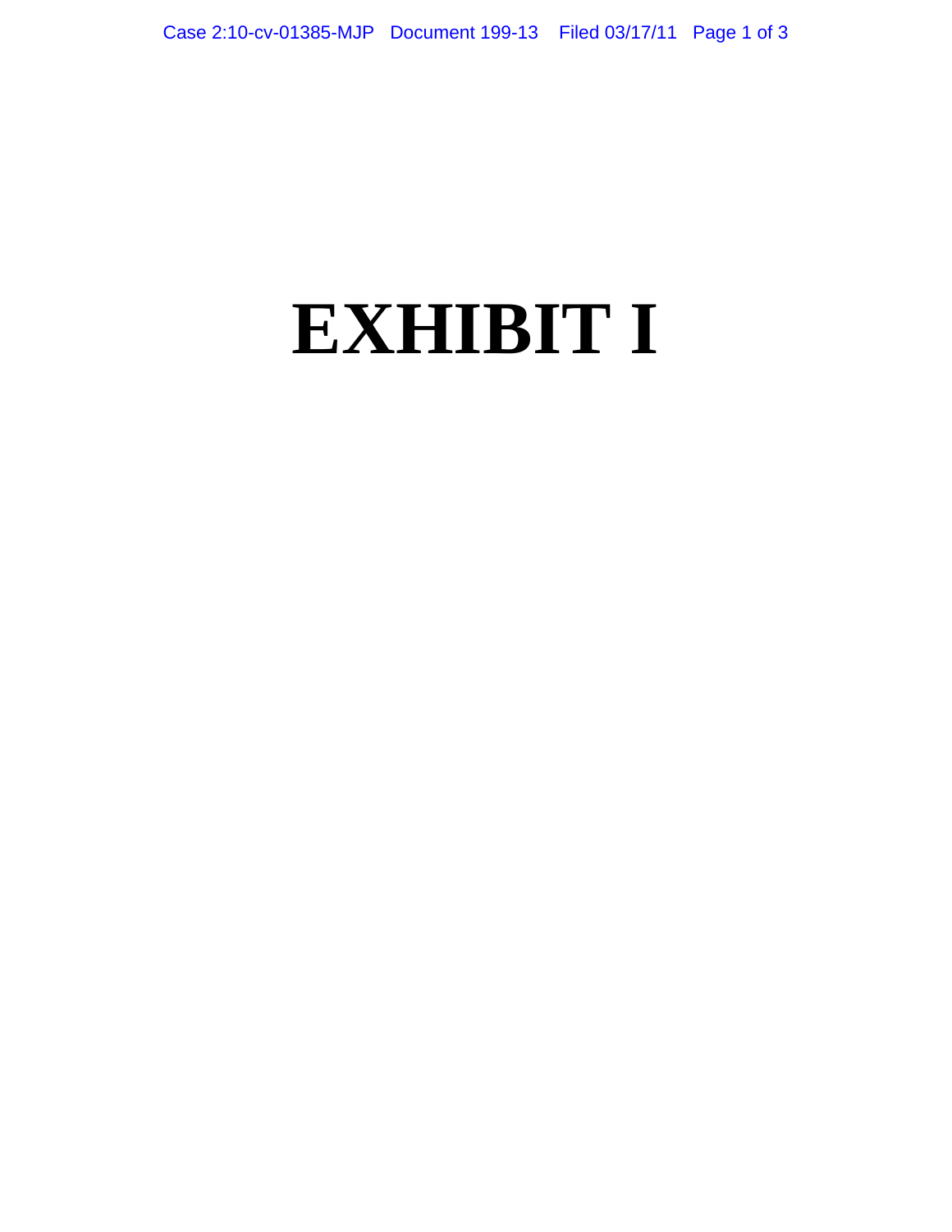# EXHIBIT I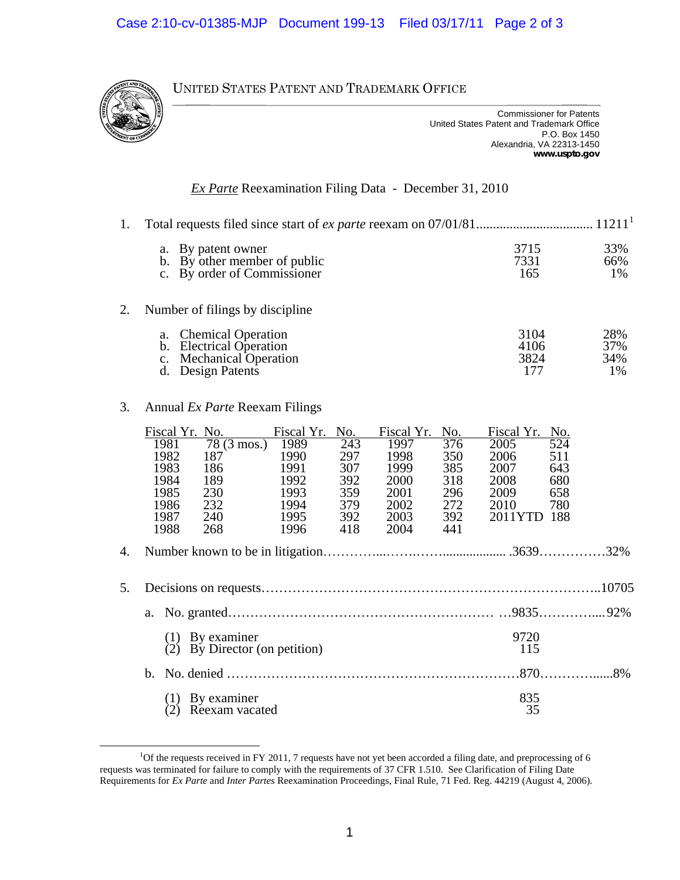UNITED STATES PATENT AND TRADEMARK OFFICE

Commissioner for Patents
United States Patent and Trademark Office
P.O. Box 1450
Alexandria, VA 22313-1450
**www.uspto.gov**

## *Ex Parte* Reexamination Filing Data - December 31, 2010

1. Total requests filed since start of *ex parte* reexam on 07/01/81.................................. 11211[1]

| | | |
|---|---|---|
| a. By patent owner | 3715 | 33% |
| b. By other member of public | 7331 | 66% |
| c. By order of Commissioner | 165 | 1% |

2. Number of filings by discipline

| | | |
|---|---|---|
| a. Chemical Operation | 3104 | 28% |
| b. Electrical Operation | 4106 | 37% |
| c. Mechanical Operation | 3824 | 34% |
| d. Design Patents | 177 | 1% |

3. Annual *Ex Parte* Reexam Filings

| Fiscal Yr. | No. | Fiscal Yr. | No. | Fiscal Yr. | No. | Fiscal Yr. | No. |
|---|---|---|---|---|---|---|---|
| 1981 | 78 (3 mos.) | 1989 | 243 | 1997 | 376 | 2005 | 524 |
| 1982 | 187 | 1990 | 297 | 1998 | 350 | 2006 | 511 |
| 1983 | 186 | 1991 | 307 | 1999 | 385 | 2007 | 643 |
| 1984 | 189 | 1992 | 392 | 2000 | 318 | 2008 | 680 |
| 1985 | 230 | 1993 | 359 | 2001 | 296 | 2009 | 658 |
| 1986 | 232 | 1994 | 379 | 2002 | 272 | 2010 | 780 |
| 1987 | 240 | 1995 | 392 | 2003 | 392 | 2011YTD | 188 |
| 1988 | 268 | 1996 | 418 | 2004 | 441 | | |

4. Number known to be in litigation…………...…….……................... .3639……………32%

5. Decisions on requests………………………………………………………………..10705

   a. No. granted………………………………………………… …9835…………....92%

      (1) By examiner 9720
      (2) By Director (on petition) 115

   b. No. denied ………………………………………………………870………….....8%

      (1) By examiner 835
      (2) Reexam vacated 35

[1] Of the requests received in FY 2011, 7 requests have not yet been accorded a filing date, and preprocessing of 6 requests was terminated for failure to comply with the requirements of 37 CFR 1.510. See Clarification of Filing Date Requirements for *Ex Parte* and *Inter Partes* Reexamination Proceedings, Final Rule, 71 Fed. Reg. 44219 (August 4, 2006).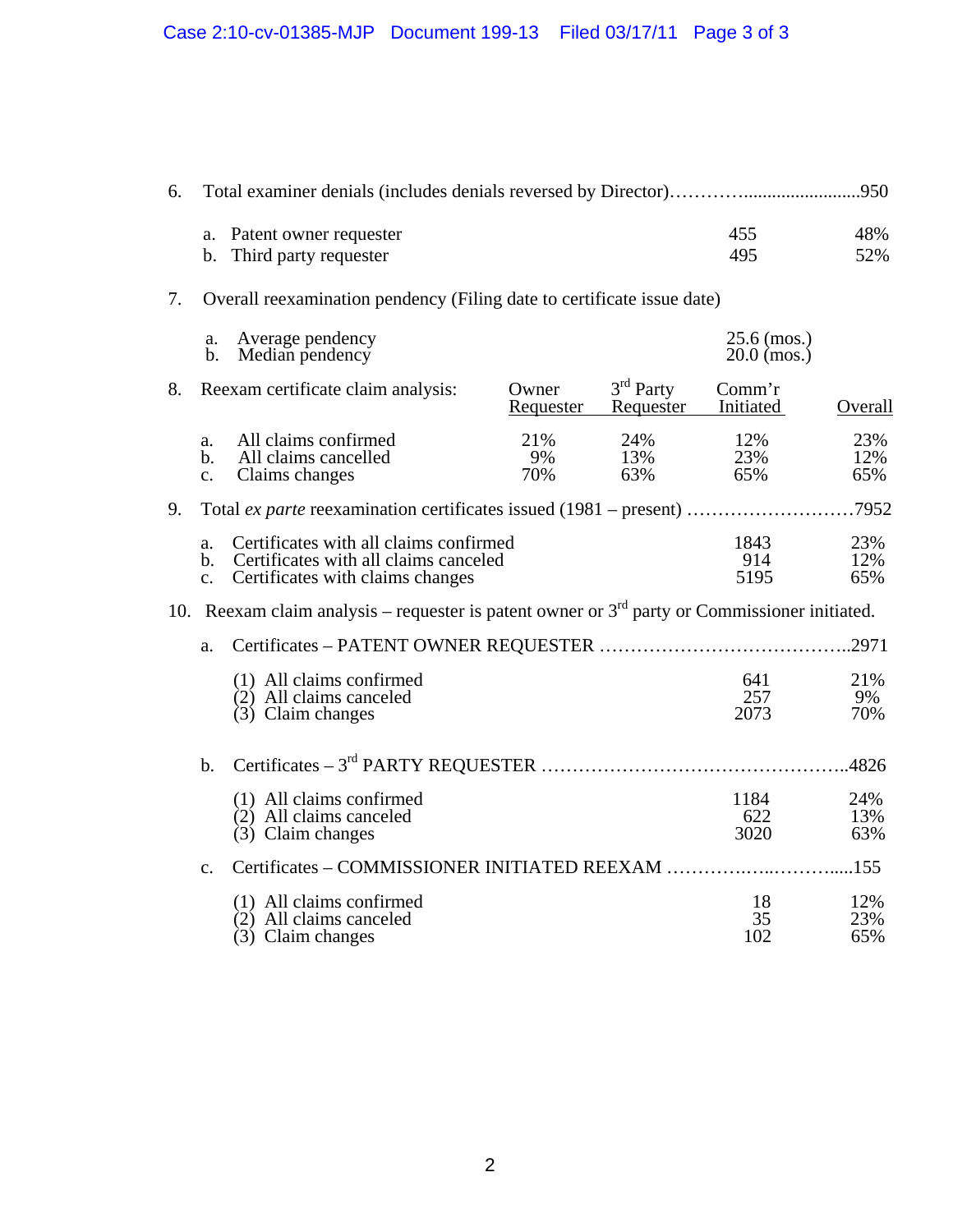6. Total examiner denials (includes denials reversed by Director)………….......................950

| | | |
|---|---|---|
| a. Patent owner requester | 455 | 48% |
| b. Third party requester | 495 | 52% |

7. Overall reexamination pendency (Filing date to certificate issue date)

| | |
|---|---|
| a. Average pendency | 25.6 (mos.) |
| b. Median pendency | 20.0 (mos.) |

| 8. Reexam certificate claim analysis: | Owner Requester | 3rd Party Requester | Comm'r Initiated | Overall |
|---|---|---|---|---|
| a. All claims confirmed | 21% | 24% | 12% | 23% |
| b. All claims cancelled | 9% | 13% | 23% | 12% |
| c. Claims changes | 70% | 63% | 65% | 65% |

9. Total *ex parte* reexamination certificates issued (1981 – present) ………………………7952

| | | |
|---|---|---|
| a. Certificates with all claims confirmed | 1843 | 23% |
| b. Certificates with all claims canceled | 914 | 12% |
| c. Certificates with claims changes | 5195 | 65% |

10. Reexam claim analysis – requester is patent owner or 3rd party or Commissioner initiated.

a. Certificates – PATENT OWNER REQUESTER …………………………………..2971

| | | |
|---|---|---|
| (1) All claims confirmed | 641 | 21% |
| (2) All claims canceled | 257 | 9% |
| (3) Claim changes | 2073 | 70% |

b. Certificates – 3rd PARTY REQUESTER ………………………………………..4826

| | | |
|---|---|---|
| (1) All claims confirmed | 1184 | 24% |
| (2) All claims canceled | 622 | 13% |
| (3) Claim changes | 3020 | 63% |

c. Certificates – COMMISSIONER INITIATED REEXAM …………….…..……….....155

| | | |
|---|---|---|
| (1) All claims confirmed | 18 | 12% |
| (2) All claims canceled | 35 | 23% |
| (3) Claim changes | 102 | 65% |